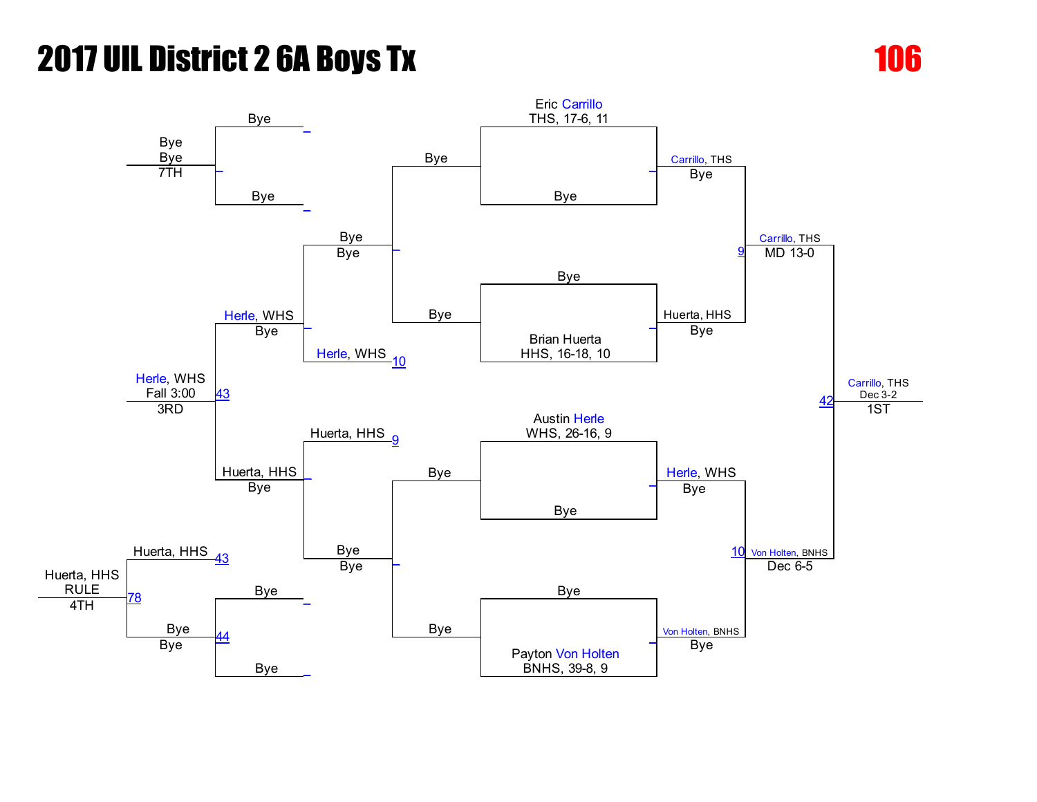# 2017 UIL District 2 6A Boys Tx

**106**

## Championship Bracket

| Wrestler | Quarterfinal | Semifinal | Final |
|---|---|---|---|
| Eric Carrillo, THS, 17-6, 11 | Carrillo, THS — Bye | Carrillo, THS — MD 13-0 (9) | Carrillo, THS — Dec 3-2 (42) — 1ST |
| Bye | | | |
| Bye | Huerta, HHS — Bye | | |
| Brian Huerta, HHS, 16-18, 10 | | | |
| Austin Herle, WHS, 26-16, 9 | Herle, WHS — Bye | Von Holten, BNHS — Dec 6-5 (10) | |
| Bye | | | |
| Bye | Von Holten, BNHS — Bye | | |
| Payton Von Holten, BNHS, 39-8, 9 | | | |

## Consolation Bracket

| Match | Result |
|---|---|
| Bye vs Bye | Bye |
| Bye vs Bye | Bye |
| Bye vs Bye | Bye |
| Bye vs Herle, WHS (10) | Herle, WHS — Bye |
| Huerta, HHS (9) vs Bye | Huerta, HHS — Bye |
| Herle, WHS vs Huerta, HHS (43) | Herle, WHS — Fall 3:00 — 3RD |
| Huerta, HHS (43) vs Bye (44) | Huerta, HHS — RULE (78) — 4TH |
| Bye vs Bye | Bye |
| Bye vs Bye | Bye — 7TH |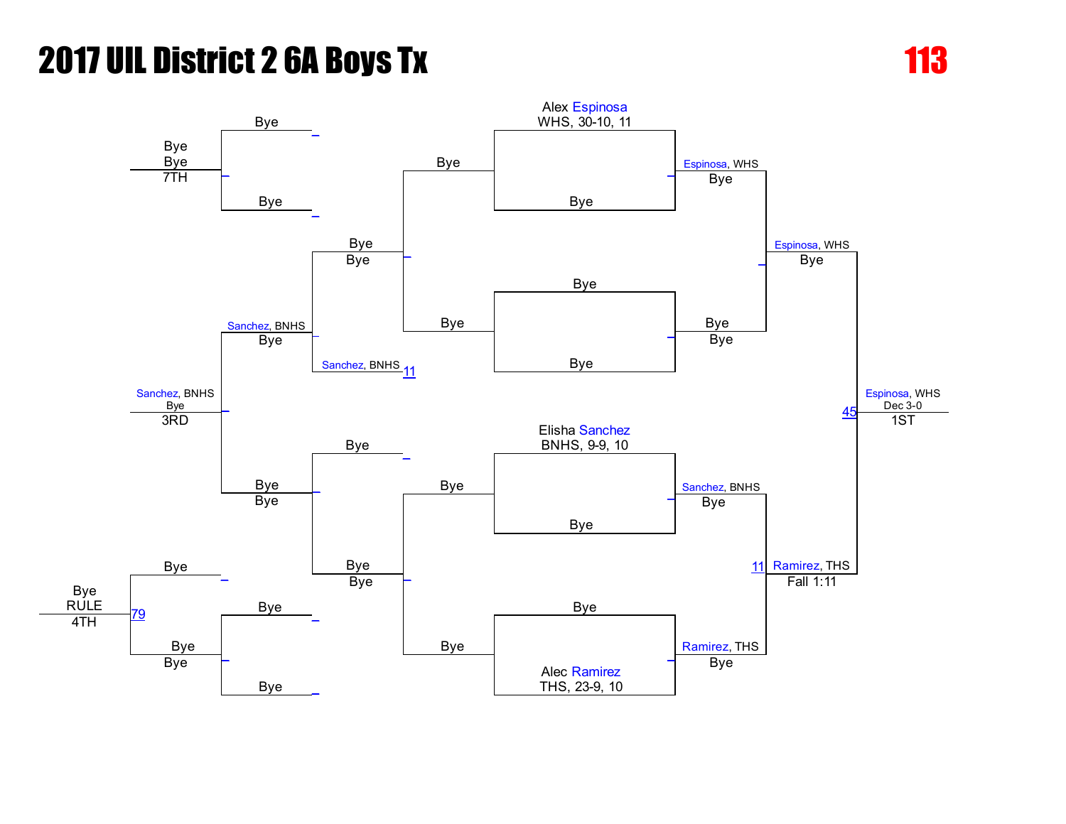# 2017 UIL District 2 6A Boys Tx

**113**

## Championship Bracket

**Quarterfinals / Seeds:**
- Alex Espinosa, WHS, 30-10, 11 vs Bye
- Bye vs Bye
- Elisha Sanchez, BNHS, 9-9, 10 vs Bye
- Bye vs Alec Ramirez, THS, 23-9, 10

**Semifinals:**
- Espinosa, WHS — Bye
- Bye — Bye
- Sanchez, BNHS — Bye
- Ramirez, THS — Bye

**Semifinal results:**
- Espinosa, WHS — Bye
- Ramirez, THS — Fall 1:11 (11)

**Final:**
- Espinosa, WHS — Dec 3-0 (45) — 1ST

## Consolation Bracket

- Bye / Bye — Bye
- Bye / Bye — Bye / Bye
- Sanchez, BNHS — Bye
- Sanchez, BNHS (11)
- Bye — Bye / Bye
- Bye / Bye — Bye / Bye
- Bye / Bye — Bye
- Bye — Bye / Bye (79)

**Placings:**
- 3RD: Sanchez, BNHS — Bye
- 4TH: Bye — RULE
- 7TH: Bye — Bye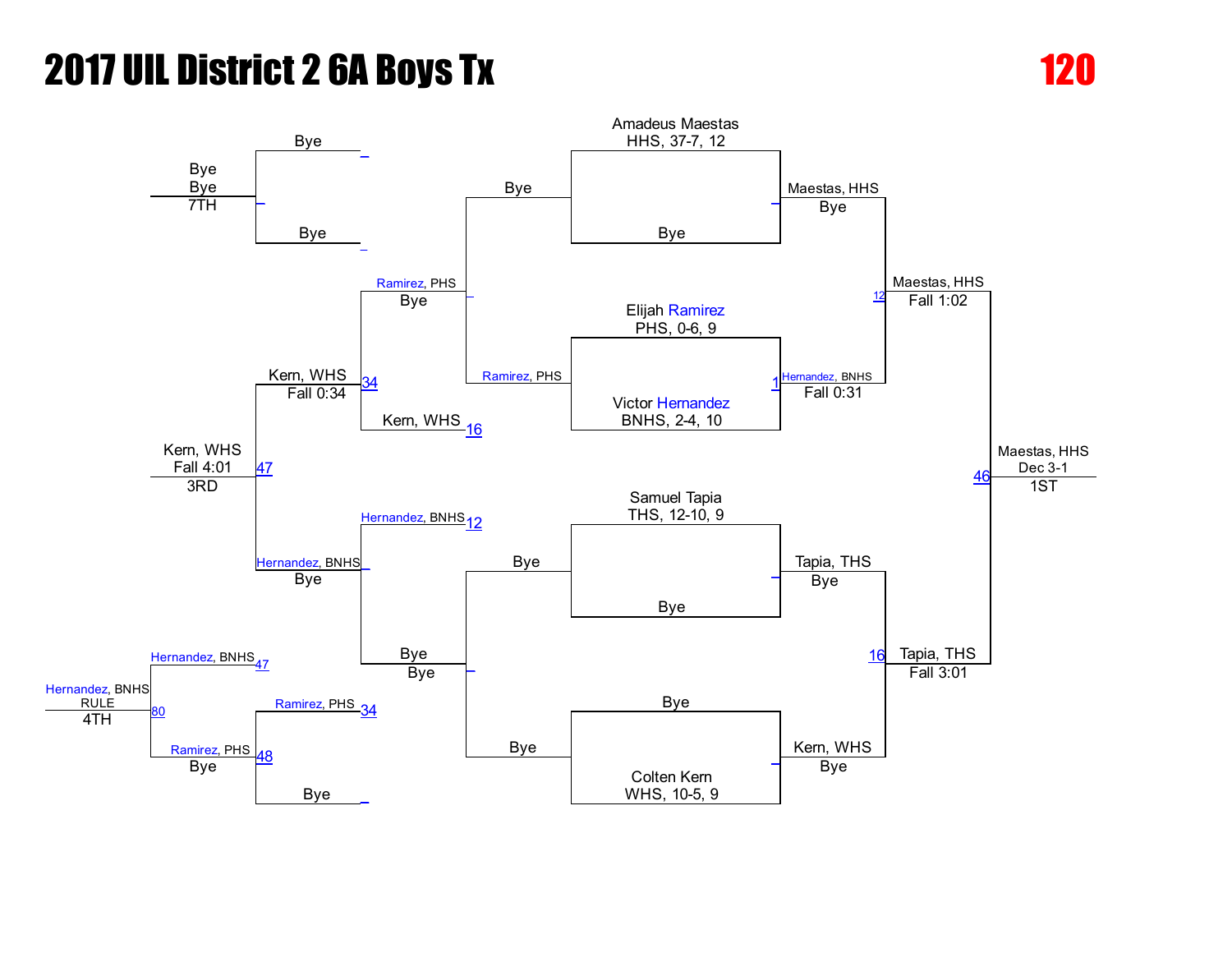# 2017 UIL District 2 6A Boys Tx

**120**

## Championship Bracket

**First round**
- Amadeus Maestas, HHS, 37-7, 12 vs. Bye — Maestas, HHS, Bye
- Elijah Ramirez, PHS, 0-6, 9 vs. Victor Hernandez, BNHS, 2-4, 10 — Hernandez, BNHS, Fall 0:31 (1)
- Samuel Tapia, THS, 12-10, 9 vs. Bye — Tapia, THS, Bye
- Bye vs. Colten Kern, WHS, 10-5, 9 — Kern, WHS, Bye

**Semifinals**
- Maestas, HHS vs. Hernandez, BNHS — Maestas, HHS, Fall 1:02 (12)
- Tapia, THS vs. Kern, WHS — Tapia, THS, Fall 3:01 (16)

**Final**
- Maestas, HHS vs. Tapia, THS — Maestas, HHS, Dec 3-1 (46) — 1ST

## Consolation Bracket

**First round**
- Bye vs. Ramirez, PHS — Ramirez, PHS, Bye
- Bye vs. Bye — Bye, Bye

**Second round**
- Ramirez, PHS vs. Kern, WHS (16) — Kern, WHS, Fall 0:34 (34)
- Hernandez, BNHS (12) vs. Bye — Hernandez, BNHS, Bye

**7th place**
- Bye vs. Bye — Bye, Bye — 7TH

**3rd place**
- Kern, WHS vs. Hernandez, BNHS — Kern, WHS, Fall 4:01 (47) — 3RD

**Consolation (5th/4th)**
- Ramirez, PHS (34) vs. Bye — Ramirez, PHS, Bye (48)
- Hernandez, BNHS (47) vs. Ramirez, PHS — Hernandez, BNHS, RULE (80) — 4TH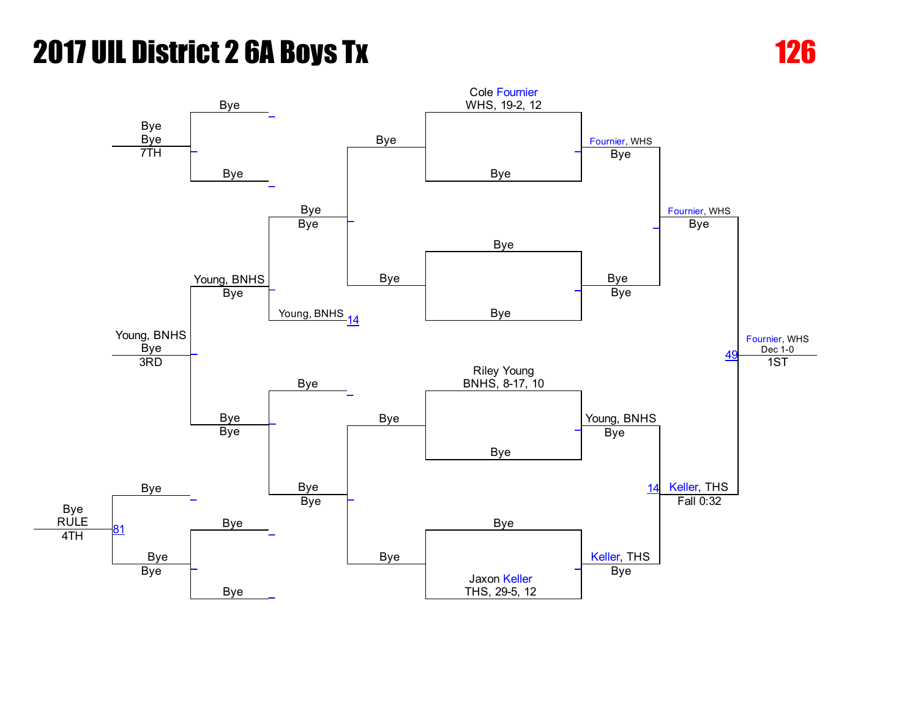# 2017 UIL District 2 6A Boys Tx

**126**

## Championship Bracket

| Wrestler | Seed Info |
|---|---|
| Cole Fournier | WHS, 19-2, 12 |
| Bye | |
| Bye | |
| Bye | |
| Riley Young | BNHS, 8-17, 10 |
| Bye | |
| Bye | |
| Jaxon Keller | THS, 29-5, 12 |

**Quarterfinals**
- Fournier, WHS — Bye
- Bye — Bye
- Young, BNHS — Bye
- Keller, THS — Bye

**Semifinals**
- Fournier, WHS — Bye
- Keller, THS — Fall 0:32 (14)

**Final (49)**
- Fournier, WHS — Dec 1-0 — 1ST

## Consolation Bracket

- Bye / Bye
- Bye / Bye
- Young, BNHS — Bye
- Young, BNHS (14)
- Bye / Bye
- Bye / Bye
- Bye / Bye
- Bye / Bye / Bye

**3rd Place**
- Young, BNHS — Bye — 3RD

**4th Place (81)**
- Bye — RULE — 4TH

**7th Place**
- Bye — Bye — 7TH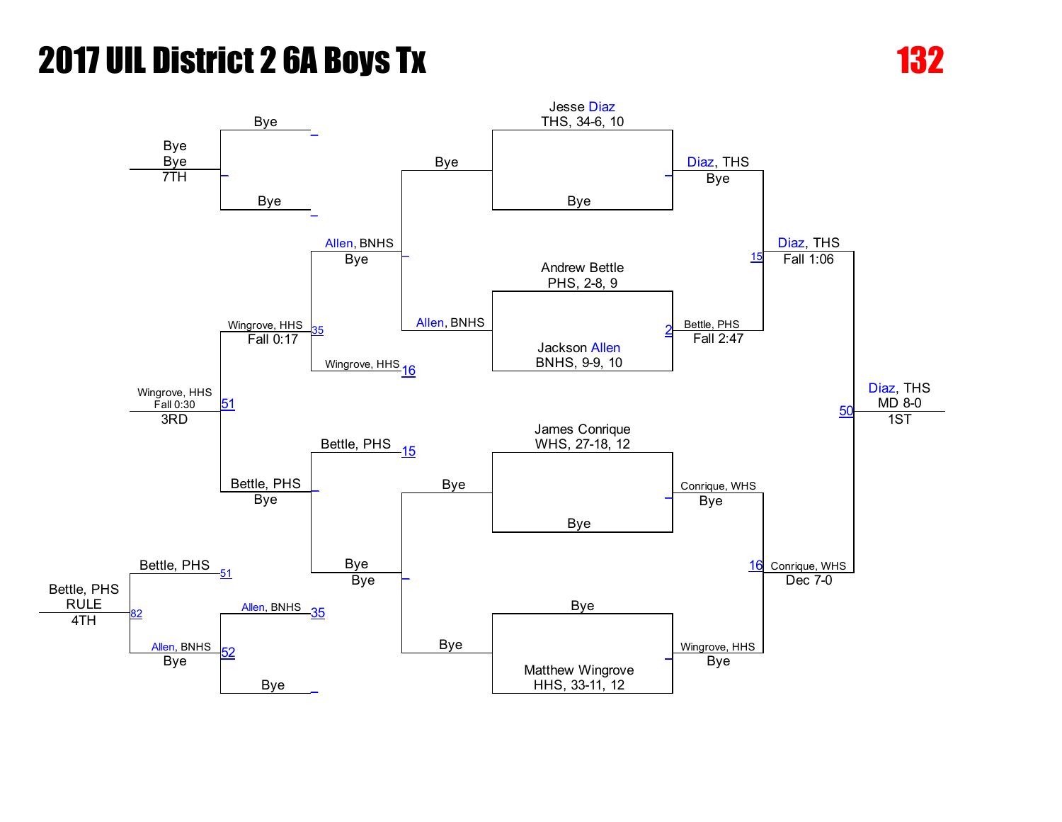# 2017 UIL District 2 6A Boys Tx

**132**

## Championship Bracket

**First Round**
- Jesse Diaz, THS, 34-6, 10 vs. Bye → Diaz, THS (Bye)
- Andrew Bettle, PHS, 2-8, 9 vs. Jackson Allen, BNHS, 9-9, 10 → Bettle, PHS (Fall 2:47)
- James Conrique, WHS, 27-18, 12 vs. Bye → Conrique, WHS (Bye)
- Bye vs. Matthew Wingrove, HHS, 33-11, 12 → Wingrove, HHS (Bye)

**Semifinals**
- Diaz, THS vs. Bettle, PHS → Diaz, THS (Fall 1:06)
- Conrique, WHS vs. Wingrove, HHS → Conrique, WHS (Dec 7-0)

**Final**
- Diaz, THS vs. Conrique, WHS → Diaz, THS (MD 8-0) — 1ST

## Consolation Bracket

- Bye vs. Allen, BNHS → Allen, BNHS (Bye)
- Bye vs. Bye → Bye (Bye)
- Allen, BNHS vs. Wingrove, HHS → Wingrove, HHS (Fall 0:17)
- Bettle, PHS vs. Bye → Bettle, PHS (Bye)
- Wingrove, HHS vs. Bettle, PHS → Wingrove, HHS (Fall 0:30) — 3RD
- Bye vs. Bye → Bye — 7TH
- Allen, BNHS vs. Bye → Allen, BNHS (Bye)
- Bettle, PHS vs. Allen, BNHS → Bettle, PHS (RULE) — 4TH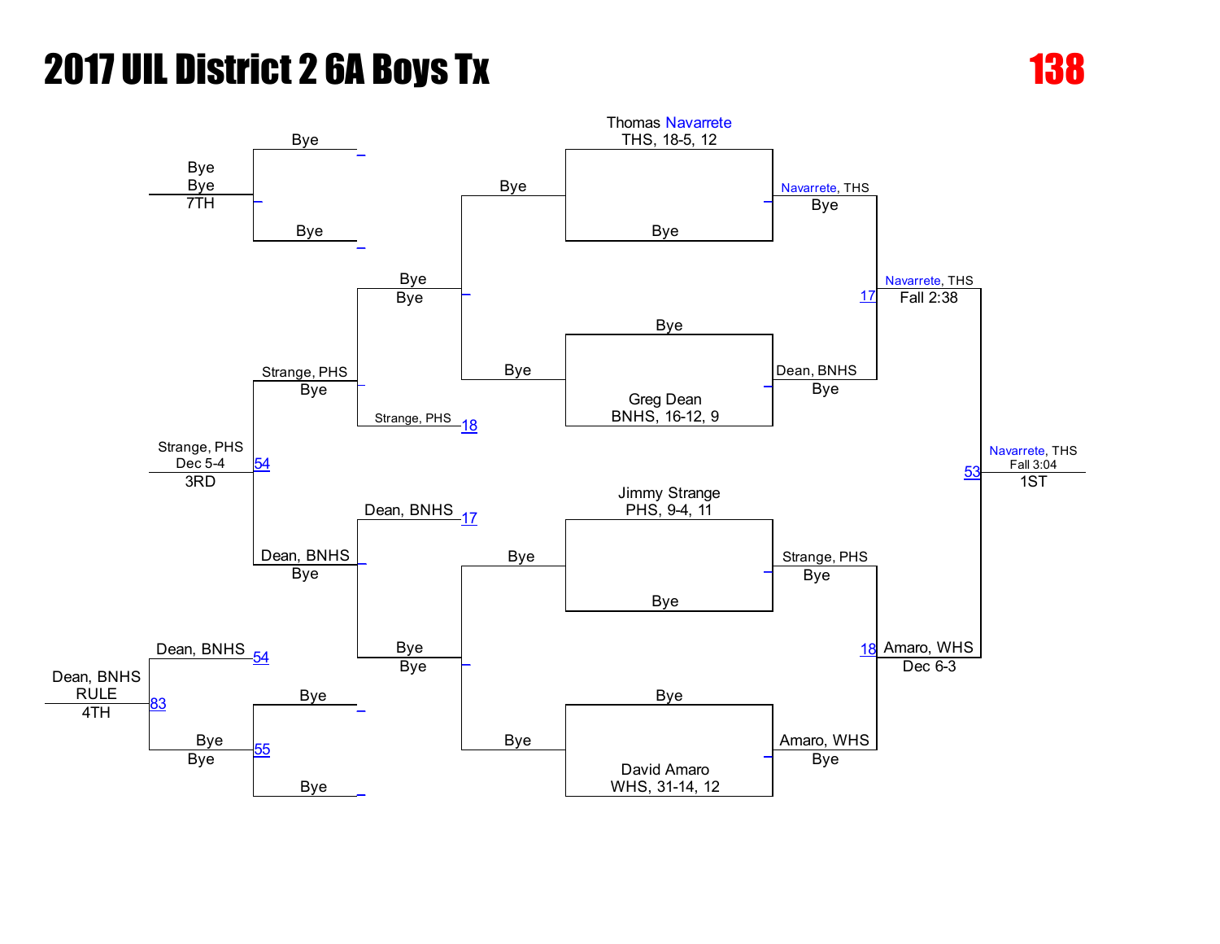# 2017 UIL District 2 6A Boys Tx

**138**

## Championship Bracket

Thomas Navarrete
THS, 18-5, 12

Bye

Navarrete, THS
Bye

Bye

Greg Dean
BNHS, 16-12, 9

Dean, BNHS
Bye

17

Navarrete, THS
Fall 2:38

Jimmy Strange
PHS, 9-4, 11

Bye

Strange, PHS
Bye

Bye

David Amaro
WHS, 31-14, 12

Amaro, WHS
Bye

18

Amaro, WHS
Dec 6-3

53

Navarrete, THS
Fall 3:04
1ST

## Consolation Bracket

Bye

Bye

Bye
Bye
7TH

Bye
Bye

Strange, PHS
Bye

Strange, PHS 18

Strange, PHS
Dec 5-4
3RD

54

Dean, BNHS 17

Dean, BNHS
Bye

Bye
Bye

Bye

Bye

Dean, BNHS 54

Bye
Bye 55

83

Dean, BNHS
RULE
4TH

Bye

Bye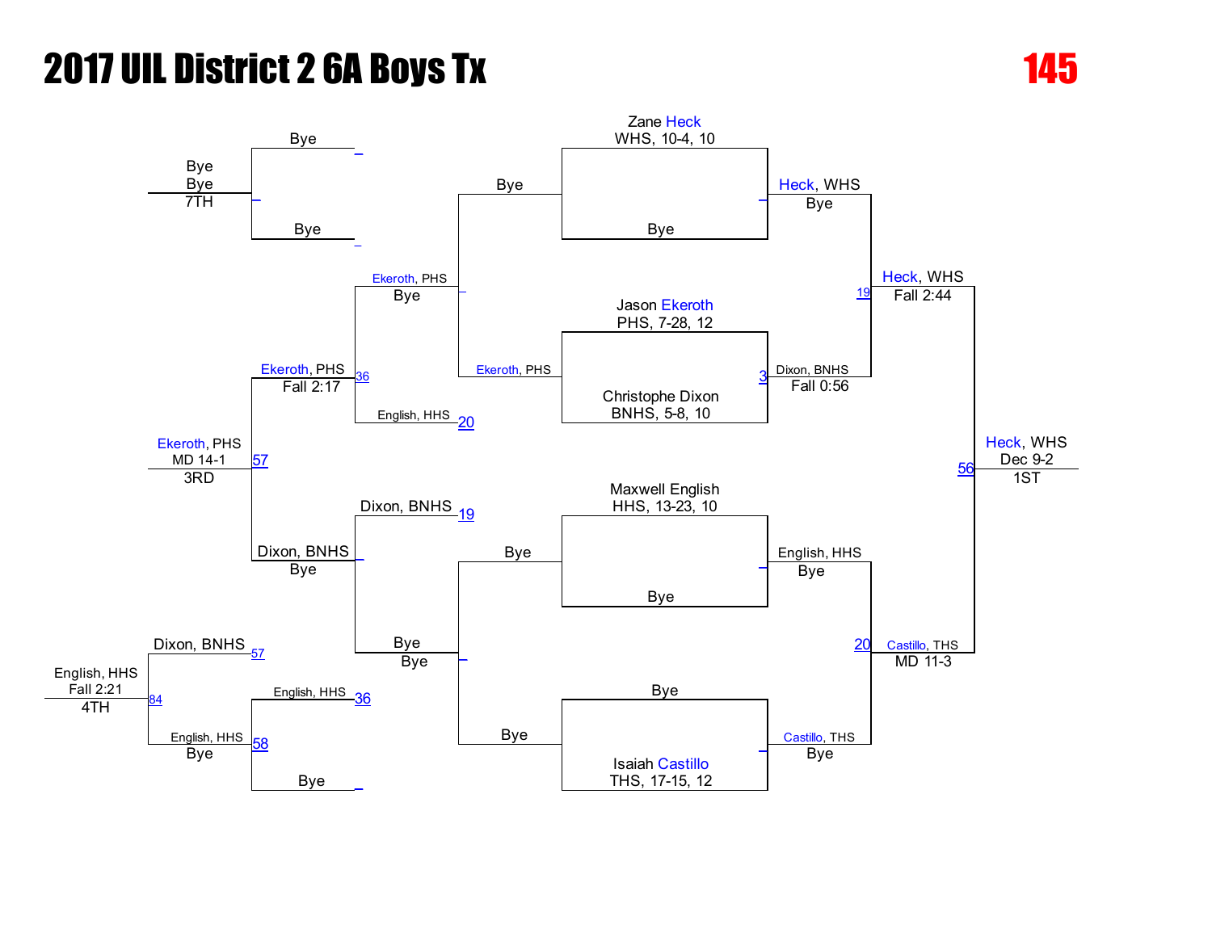# 2017 UIL District 2 6A Boys Tx

**145**

## Championship Bracket

**First Round**
- Zane Heck (WHS, 10-4, 10) vs Bye — Heck, WHS (Bye)
- Jason Ekeroth (PHS, 7-28, 12) vs Christophe Dixon (BNHS, 5-8, 10) — Dixon, BNHS (Fall 0:56) [3]
- Maxwell English (HHS, 13-23, 10) vs Bye — English, HHS (Bye)
- Bye vs Isaiah Castillo (THS, 17-15, 12) — Castillo, THS (Bye)

**Semifinals**
- Heck, WHS vs Dixon, BNHS — Heck, WHS (Fall 2:44) [19]
- English, HHS vs Castillo, THS — Castillo, THS (MD 11-3) [20]

**Final**
- Heck, WHS vs Castillo, THS — Heck, WHS (Dec 9-2) [56] — 1ST

## Consolation Bracket

- Bye vs Ekeroth, PHS — Ekeroth, PHS (Bye)
- Bye vs Bye — Bye
- Ekeroth, PHS vs English, HHS [20] — Ekeroth, PHS (Fall 2:17) [36]
- Dixon, BNHS [19] vs Bye — Dixon, BNHS (Bye)
- Bye vs Bye — Bye (7TH)
- English, HHS [36] vs Bye — English, HHS (Bye) [58]
- Ekeroth, PHS vs Dixon, BNHS — Ekeroth, PHS (MD 14-1) [57] — 3RD
- Dixon, BNHS [57] vs English, HHS — English, HHS (Fall 2:21) [84] — 4TH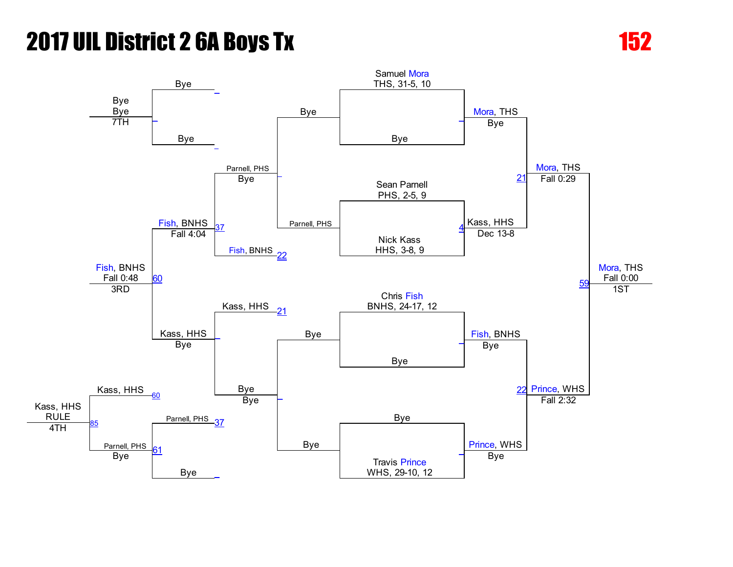# 2017 UIL District 2 6A Boys Tx

**152**

## Championship Bracket

**First Round**

| Match | Wrestler 1 | Wrestler 2 | Winner | Result |
|---|---|---|---|---|
| | Samuel Mora, THS, 31-5, 10 | Bye | Mora, THS | Bye |
| 4 | Sean Parnell, PHS, 2-5, 9 | Nick Kass, HHS, 3-8, 9 | Kass, HHS | Dec 13-8 |
| | Chris Fish, BNHS, 24-17, 12 | Bye | Fish, BNHS | Bye |
| | Bye | Travis Prince, WHS, 29-10, 12 | Prince, WHS | Bye |

**Semifinals**

| Match | Wrestler 1 | Wrestler 2 | Winner | Result |
|---|---|---|---|---|
| 21 | Mora, THS | Kass, HHS | Mora, THS | Fall 0:29 |
| 22 | Fish, BNHS | Prince, WHS | Prince, WHS | Fall 2:32 |

**Final**

| Match | Wrestler 1 | Wrestler 2 | Winner | Result | Place |
|---|---|---|---|---|---|
| 59 | Mora, THS | Prince, WHS | Mora, THS | Fall 0:00 | 1ST |

## Consolation Bracket

| Match | Wrestler 1 | Wrestler 2 | Winner | Result |
|---|---|---|---|---|
| | Bye | Parnell, PHS | Parnell, PHS | Bye |
| | Bye | Bye | Bye | Bye |
| 37 | Parnell, PHS | Fish, BNHS | Fish, BNHS | Fall 4:04 |
| | Kass, HHS | Bye | Kass, HHS | Bye |
| 60 | Fish, BNHS | Kass, HHS | Fish, BNHS | Fall 0:48 |

**3RD:** Fish, BNHS — Fall 0:48

## Placement Matches

| Match | Wrestler 1 | Wrestler 2 | Winner | Result | Place |
|---|---|---|---|---|---|
| 61 | Parnell, PHS | Bye | Parnell, PHS | Bye | |
| 85 | Kass, HHS | Parnell, PHS | Kass, HHS | RULE | 4TH |
| | Bye | Bye | Bye | Bye | 7TH |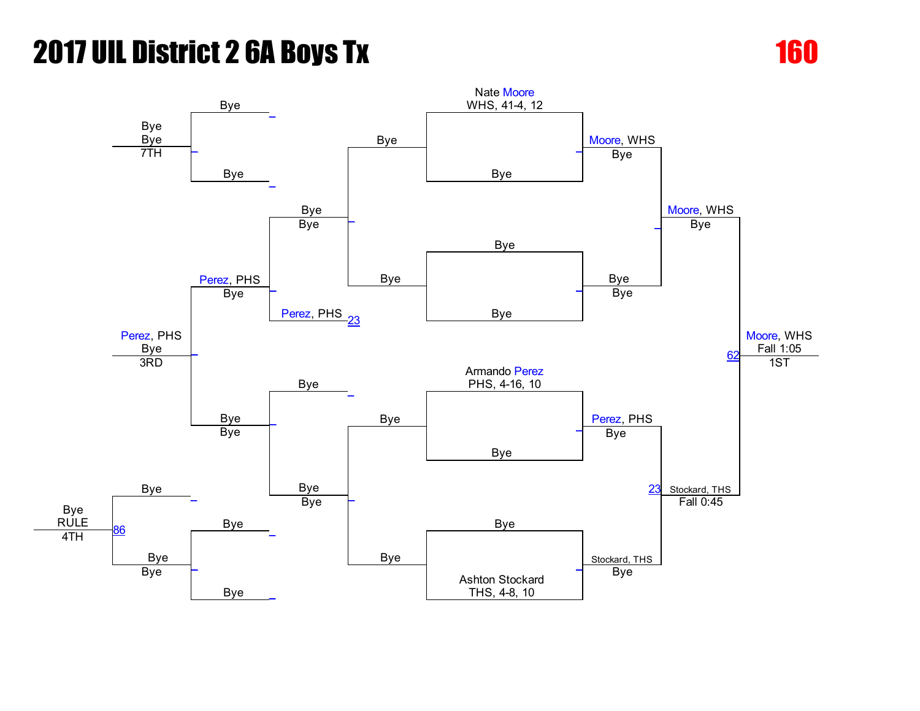# 2017 UIL District 2 6A Boys Tx

**160**

## Championship Bracket

- Nate Moore, WHS, 41-4, 12 vs Bye → Moore, WHS (Bye)
- Bye vs Bye → Bye (Bye)
- Moore, WHS (Bye) vs Bye → Moore, WHS (Bye)
- Armando Perez, PHS, 4-16, 10 vs Bye → Perez, PHS (Bye)
- Bye vs Ashton Stockard, THS, 4-8, 10 → Stockard, THS (Bye)
- Perez, PHS vs Stockard, THS (23) → Stockard, THS (Fall 0:45)
- Moore, WHS vs Stockard, THS (62) → Moore, WHS (Fall 1:05) — 1ST

## Consolation Bracket

- Bye vs Bye → Bye (Bye) — 7TH
- Bye (Bye) vs Perez, PHS (23) → Perez, PHS (Bye)
- Perez, PHS (Bye) vs Bye (Bye) → Perez, PHS (Bye) — 3RD
- Bye vs Bye → Bye (Bye)
- Bye vs Bye → Bye (Bye)
- Bye vs Bye (86) → Bye (RULE) — 4TH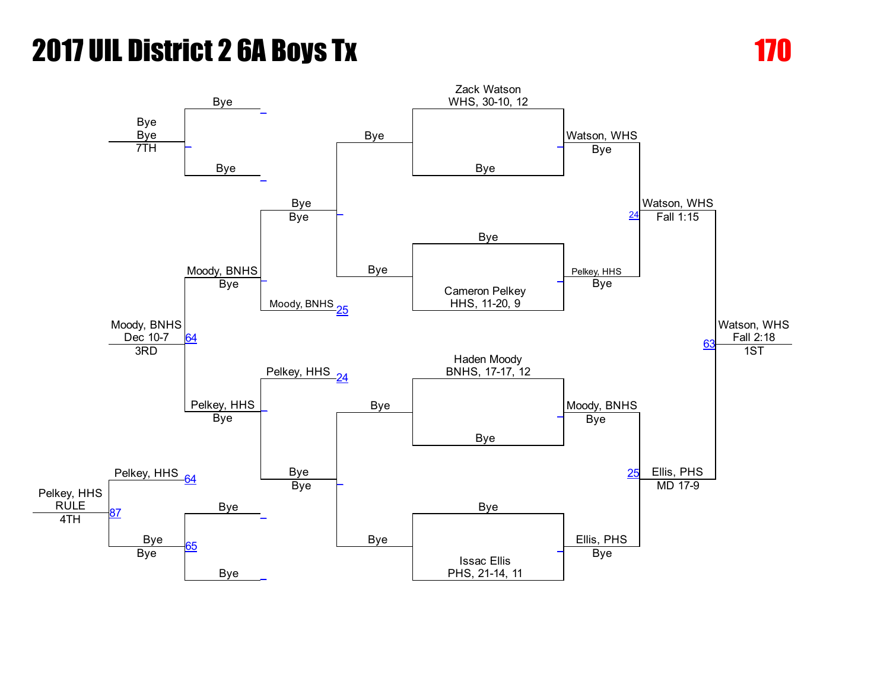# 2017 UIL District 2 6A Boys Tx

**170**

**Championship Bracket**

| First Round | Semifinals | Final | Champion |
|---|---|---|---|
| Zack Watson WHS, 30-10, 12 vs Bye | Watson, WHS Bye | Watson, WHS Fall 1:15 (24) | Watson, WHS Fall 2:18 (63) — 1ST |
| Bye vs Cameron Pelkey HHS, 11-20, 9 | Pelkey, HHS Bye | | |
| Haden Moody BNHS, 17-17, 12 vs Bye | Moody, BNHS Bye | Ellis, PHS MD 17-9 (25) | |
| Bye vs Issac Ellis PHS, 21-14, 11 | Ellis, PHS Bye | | |

**Consolation Bracket**

| Round | Result |
|---|---|
| Bye / Bye | Bye |
| Bye / Moody, BNHS (25) | Bye Bye |
| Pelkey, HHS (24) / Bye | Bye Bye |
| Bye / Bye | Bye Bye |
| Bye / Bye | Bye Bye — 7TH |
| Moody, BNHS Bye / Pelkey, HHS Bye | Moody, BNHS Dec 10-7 (64) — 3RD |
| Pelkey, HHS (64) / Bye Bye (65) | Pelkey, HHS RULE (87) — 4TH |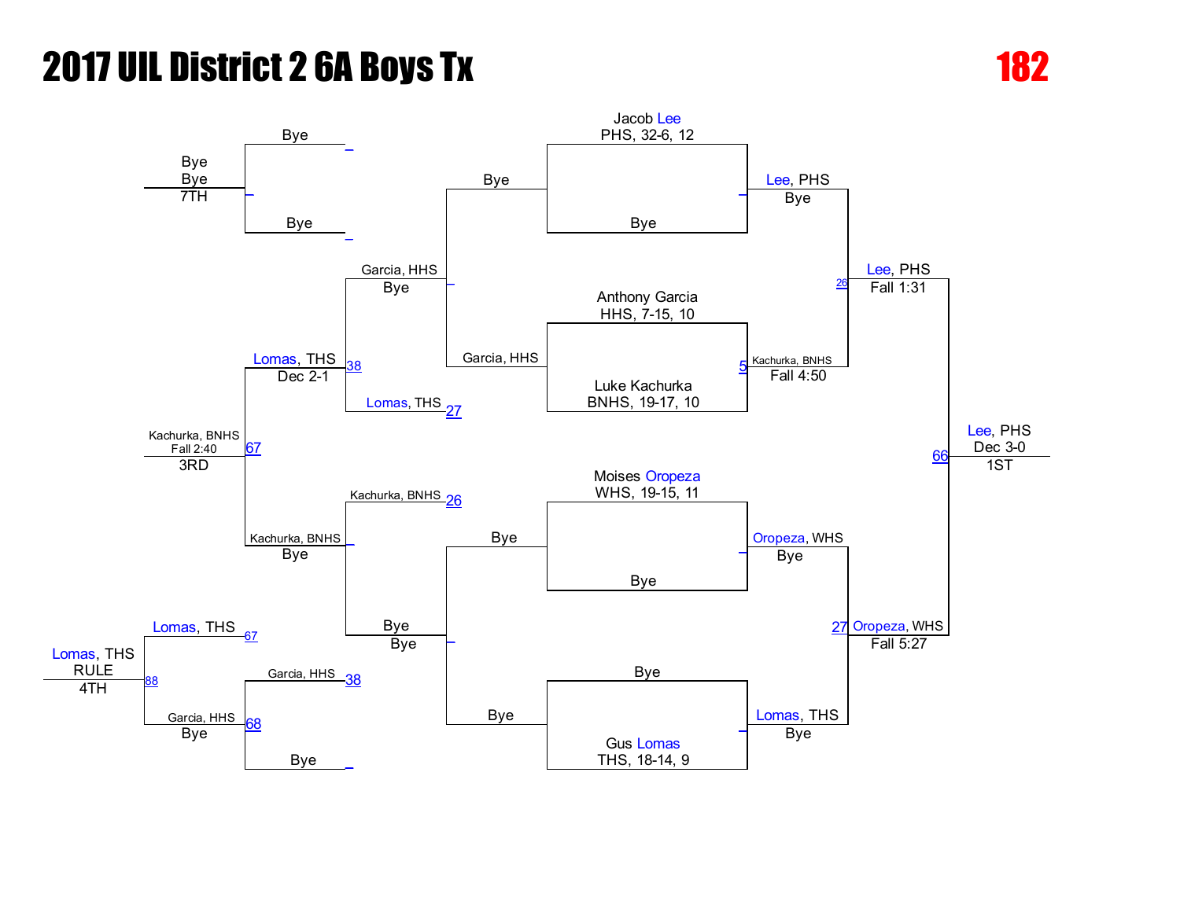# 2017 UIL District 2 6A Boys Tx

**182**

## Championship Bracket

**First Round**

- Jacob Lee, PHS, 32-6, 12 vs. Bye → Lee, PHS (Bye)
- Anthony Garcia, HHS, 7-15, 10 vs. Luke Kachurka, BNHS, 19-17, 10 → Kachurka, BNHS (Fall 4:50) [5]
- Moises Oropeza, WHS, 19-15, 11 vs. Bye → Oropeza, WHS (Bye)
- Bye vs. Gus Lomas, THS, 18-14, 9 → Lomas, THS (Bye)

**Semifinals**

- Lee, PHS vs. Kachurka, BNHS → Lee, PHS (Fall 1:31) [26]
- Oropeza, WHS vs. Lomas, THS → Oropeza, WHS (Fall 5:27) [27]

**Final**

- Lee, PHS vs. Oropeza, WHS → Lee, PHS (Dec 3-0) [66] — 1ST

## Consolation Bracket

**Consolation Round 1**

- Bye vs. Garcia, HHS → Garcia, HHS (Bye)
- Bye vs. Bye → Bye (Bye)

**Consolation Round 2**

- Garcia, HHS vs. Lomas, THS [27] → Lomas, THS (Dec 2-1) [38]
- Kachurka, BNHS [26] vs. Bye → Kachurka, BNHS (Bye)

**3rd Place**

- Lomas, THS vs. Kachurka, BNHS → Kachurka, BNHS (Fall 2:40) [67] — 3RD

**4th Place**

- Lomas, THS [67] vs. Garcia, HHS [68] → Lomas, THS (RULE) [88] — 4TH

**5th/7th Place**

- Garcia, HHS [38] vs. Bye → Garcia, HHS (Bye) [68]
- Bye vs. Bye → Bye (Bye) — 7TH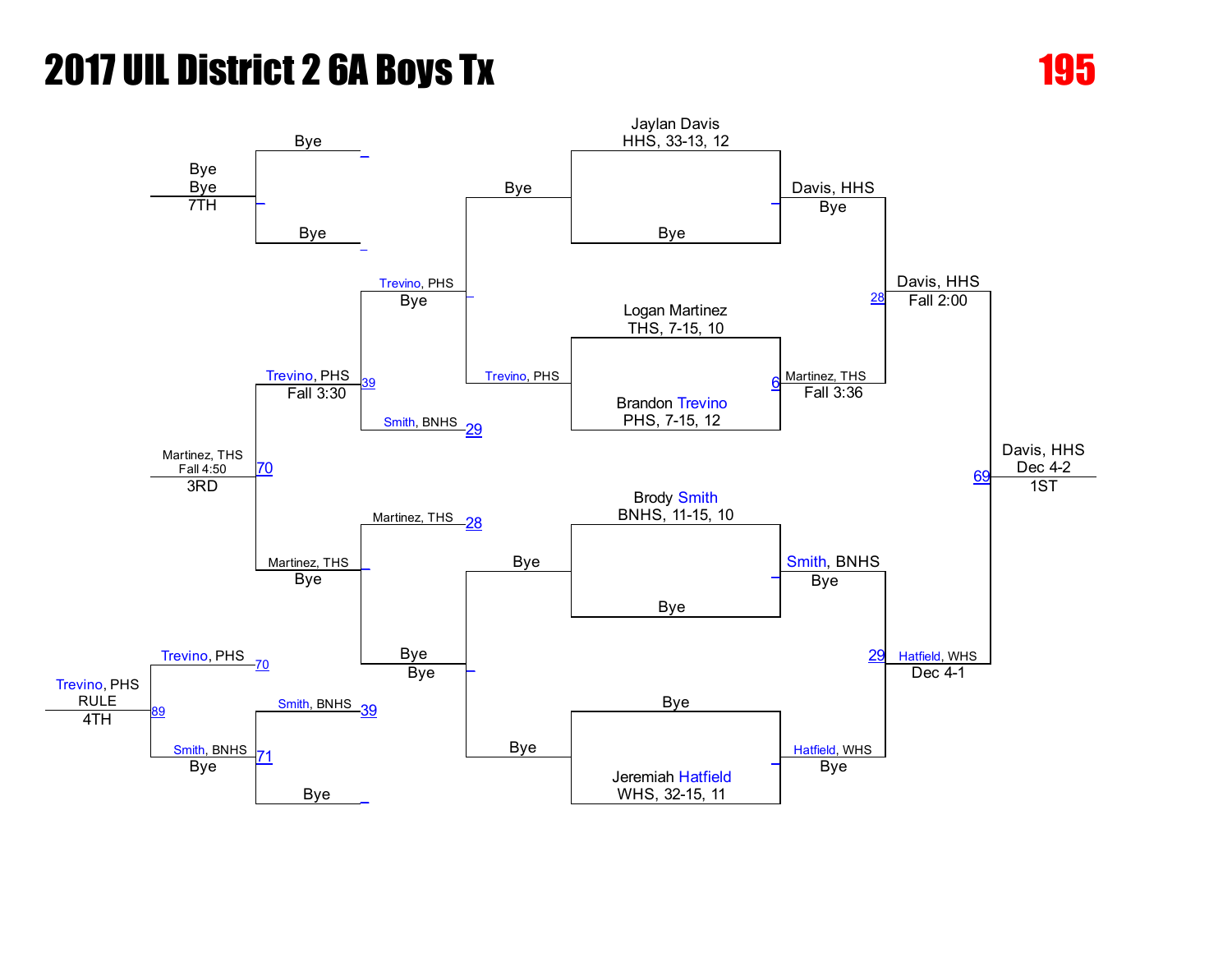# 2017 UIL District 2 6A Boys Tx

**195**

## Championship Bracket

**First Round**

- Jaylan Davis, HHS, 33-13, 12 vs Bye → Davis, HHS (Bye)
- Logan Martinez, THS, 7-15, 10 vs Brandon Trevino, PHS, 7-15, 12 → Martinez, THS (Fall 3:36) [6]
- Brody Smith, BNHS, 11-15, 10 vs Bye → Smith, BNHS (Bye)
- Bye vs Jeremiah Hatfield, WHS, 32-15, 11 → Hatfield, WHS (Bye)

**Semifinals**

- Davis, HHS vs Martinez, THS → Davis, HHS (Fall 2:00) [28]
- Smith, BNHS vs Hatfield, WHS → Hatfield, WHS (Dec 4-1) [29]

**Final**

- Davis, HHS vs Hatfield, WHS → Davis, HHS (Dec 4-2) [69] — **1ST**

## Consolation Bracket

- Bye vs Trevino, PHS → Trevino, PHS (Bye)
- Trevino, PHS vs Smith, BNHS → Trevino, PHS (Fall 3:30) [39]
- Bye vs Bye → Bye (Bye)
- Martinez, THS vs Bye → Martinez, THS (Bye)
- Trevino, PHS vs Martinez, THS → Martinez, THS (Fall 4:50) [70] — **3RD**

## 4th Place

- Smith, BNHS vs Bye → Smith, BNHS (Bye) [39]
- Trevino, PHS vs Smith, BNHS → Trevino, PHS (RULE) [89] — **4TH**

## 7th Place

- Bye vs Bye → Bye (Bye) — **7TH**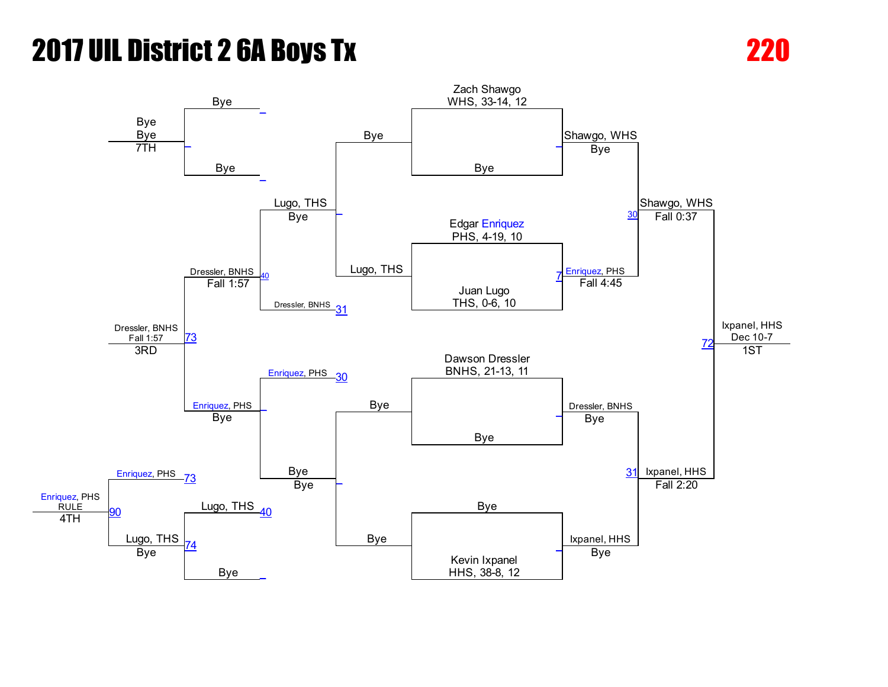# 2017 UIL District 2 6A Boys Tx

**220**

## Championship Bracket

| Entrant | Quarterfinal | Semifinal | Final |
| --- | --- | --- | --- |
| Zach Shawgo, WHS, 33-14, 12 | Shawgo, WHS — Bye | Shawgo, WHS — Fall 0:37 (30) | Ixpanel, HHS — Dec 10-7 (72) — 1ST |
| Bye | | | |
| Edgar Enriquez, PHS, 4-19, 10 | Enriquez, PHS — Fall 4:45 (7) | | |
| Juan Lugo, THS, 0-6, 10 | | | |
| Dawson Dressler, BNHS, 21-13, 11 | Dressler, BNHS — Bye | Ixpanel, HHS — Fall 2:20 (31) | |
| Bye | | | |
| Bye | Ixpanel, HHS — Bye | | |
| Kevin Ixpanel, HHS, 38-8, 12 | | | |

## Consolation Bracket

| Match | Entrants | Result |
| --- | --- | --- |
| Consolation | Bye / Bye | Bye — Bye — 7TH |
| Consolation | Lugo, THS / Bye | Lugo, THS — Bye |
| Consolation | Bye / Bye | Bye — Bye |
| Consolation | Lugo, THS / Dressler, BNHS (31) | Dressler, BNHS — Fall 1:57 (40) |
| Consolation | Enriquez, PHS (30) / Bye | Enriquez, PHS |
| 3rd Place | Dressler, BNHS / Enriquez, PHS | Dressler, BNHS — Fall 1:57 (73) — 3RD |
| Consolation | Lugo, THS (40) / Bye | Lugo, THS — Bye (74) |
| 4th Place | Enriquez, PHS (73) / Lugo, THS | Enriquez, PHS — RULE (90) — 4TH |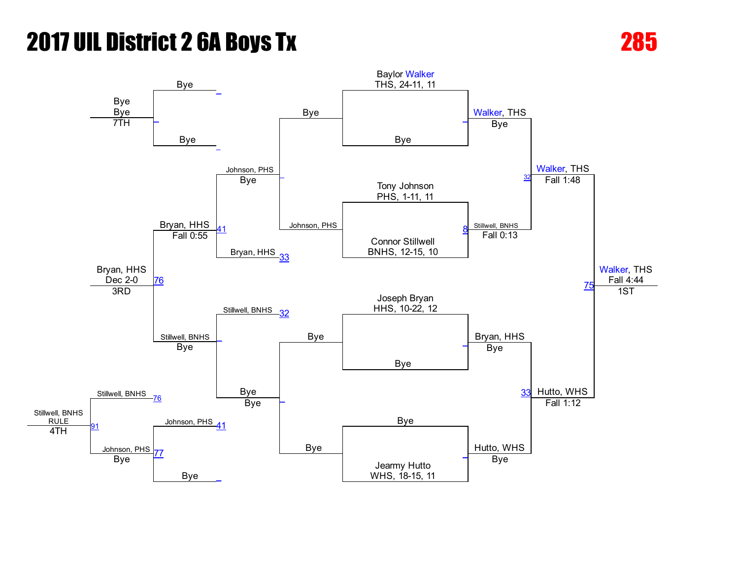# 2017 UIL District 2 6A Boys Tx

**285**

Baylor Walker
THS, 24-11, 11

Bye

Tony Johnson
PHS, 1-11, 11

Connor Stillwell
BNHS, 12-15, 10

Joseph Bryan
HHS, 10-22, 12

Bye

Bye

Jearmy Hutto
WHS, 18-15, 11

Walker, THS
Bye

Stillwell, BNHS
Fall 0:13

8

Bryan, HHS
Bye

Hutto, WHS
Bye

Walker, THS
Fall 1:48

32

Hutto, WHS
Fall 1:12

33

Walker, THS
Fall 4:44
1ST

75

Bye

Johnson, PHS

Bye

Bye

Johnson, PHS
Bye

Bryan, HHS 33

Stillwell, BNHS 32

Bye
Bye

Bye

Bye

Bye
Bye
7TH

Bryan, HHS
Fall 0:55

41

Stillwell, BNHS
Bye

Bryan, HHS
Dec 2-0
3RD

76

Stillwell, BNHS 76

Johnson, PHS 41

Johnson, PHS
Bye

77

Bye

Stillwell, BNHS
RULE
4TH

91